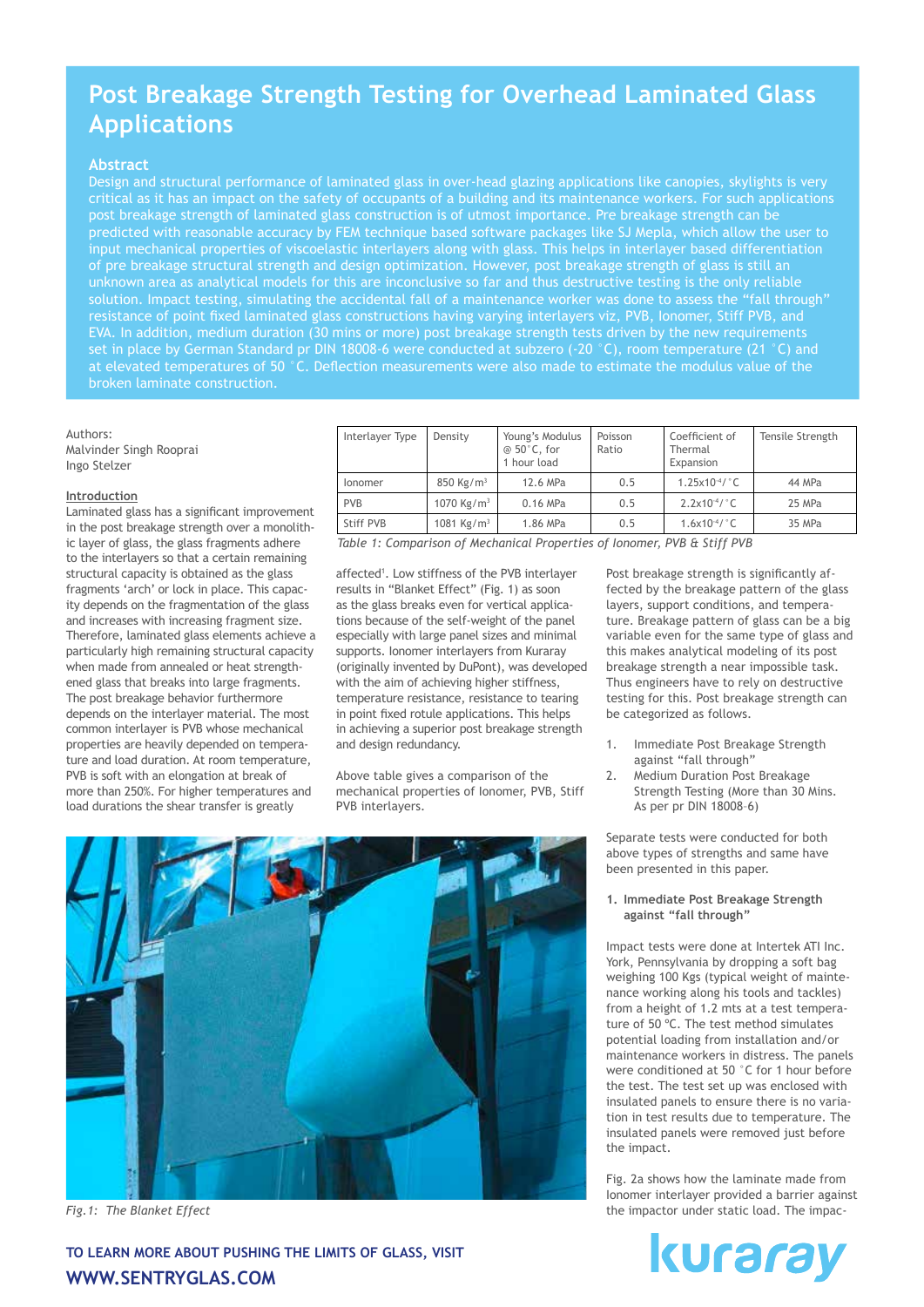# Post Breakage Strength Testing for Overhead Laminated Glass Applications

## Abstract

Design and structural performance of laminated glass in over-head glazing applications like canopies, skylights is very critical as it has an impact on the safety of occupants of a building and its maintenance workers. For such applications post breakage strength of laminated glass construction is of utmost importance. Pre breakage strength can be predicted with reasonable accuracy by FEM technique based software packages like SJ Mepla, which allow the user to input mechanical properties of viscoelastic interlayers along with glass. This helps in interlayer based differentiation of pre breakage structural strength and design optimization. However, post breakage strength of glass is still an unknown area as analytical models for this are inconclusive so far and thus destructive testing is the only reliable solution. Impact testing, simulating the accidental fall of a maintenance worker was done to assess the "fall through" resistance of point fixed laminated glass constructions having varying interlayers viz, PVB, Ionomer, Stiff PVB, and EVA. In addition, medium duration (30 mins or more) post breakage strength tests driven by the new requirements set in place by German Standard pr DIN 18008-6 were conducted at subzero (-20 °C), room temperature (21 °C) and at elevated temperatures of 50 °C. Deflection measurements were also made to estimate the modulus value of the broken laminate construction.

Authors:
Malvinder Singh Rooprai
Ingo Stelzer

## Introduction

Laminated glass has a significant improvement in the post breakage strength over a monolithic layer of glass, the glass fragments adhere to the interlayers so that a certain remaining structural capacity is obtained as the glass fragments 'arch' or lock in place. This capacity depends on the fragmentation of the glass and increases with increasing fragment size. Therefore, laminated glass elements achieve a particularly high remaining structural capacity when made from annealed or heat strengthened glass that breaks into large fragments. The post breakage behavior furthermore depends on the interlayer material. The most common interlayer is PVB whose mechanical properties are heavily depended on temperature and load duration. At room temperature, PVB is soft with an elongation at break of more than 250%. For higher temperatures and load durations the shear transfer is greatly affected[1]. Low stiffness of the PVB interlayer results in "Blanket Effect" (Fig. 1) as soon as the glass breaks even for vertical applications because of the self-weight of the panel especially with large panel sizes and minimal supports. Ionomer interlayers from Kuraray (originally invented by DuPont), was developed with the aim of achieving higher stiffness, temperature resistance, resistance to tearing in point fixed rotule applications. This helps in achieving a superior post breakage strength and design redundancy.

| Interlayer Type | Density | Young's Modulus @ 50 °C, for 1 hour load | Poisson Ratio | Coefficient of Thermal Expansion | Tensile Strength |
|---|---|---|---|---|---|
| Ionomer | 850 Kg/m$^3$ | 12.6 MPa | 0.5 | $1.25 \times 10^{-4}$/°C | 44 MPa |
| PVB | 1070 Kg/m$^3$ | 0.16 MPa | 0.5 | $2.2 \times 10^{-4}$/°C | 25 MPa |
| Stiff PVB | 1081 Kg/m$^3$ | 1.86 MPa | 0.5 | $1.6 \times 10^{-4}$/°C | 35 MPa |

*Table 1: Comparison of Mechanical Properties of Ionomer, PVB & Stiff PVB*

Above table gives a comparison of the mechanical properties of Ionomer, PVB, Stiff PVB interlayers.

*Fig.1: The Blanket Effect*

Post breakage strength is significantly affected by the breakage pattern of the glass layers, support conditions, and temperature. Breakage pattern of glass can be a big variable even for the same type of glass and this makes analytical modeling of its post breakage strength a near impossible task. Thus engineers have to rely on destructive testing for this. Post breakage strength can be categorized as follows.

1. Immediate Post Breakage Strength against "fall through"
2. Medium Duration Post Breakage Strength Testing (More than 30 Mins. As per pr DIN 18008-6)

Separate tests were conducted for both above types of strengths and same have been presented in this paper.

### 1. Immediate Post Breakage Strength against "fall through"

Impact tests were done at Intertek ATI Inc. York, Pennsylvania by dropping a soft bag weighing 100 Kgs (typical weight of maintenance working along his tools and tackles) from a height of 1.2 mts at a test temperature of 50 ºC. The test method simulates potential loading from installation and/or maintenance workers in distress. The panels were conditioned at 50 °C for 1 hour before the test. The test set up was enclosed with insulated panels to ensure there is no variation in test results due to temperature. The insulated panels were removed just before the impact.

Fig. 2a shows how the laminate made from Ionomer interlayer provided a barrier against the impactor under static load. The impac-

TO LEARN MORE ABOUT PUSHING THE LIMITS OF GLASS, VISIT
WWW.SENTRYGLAS.COM

kuraray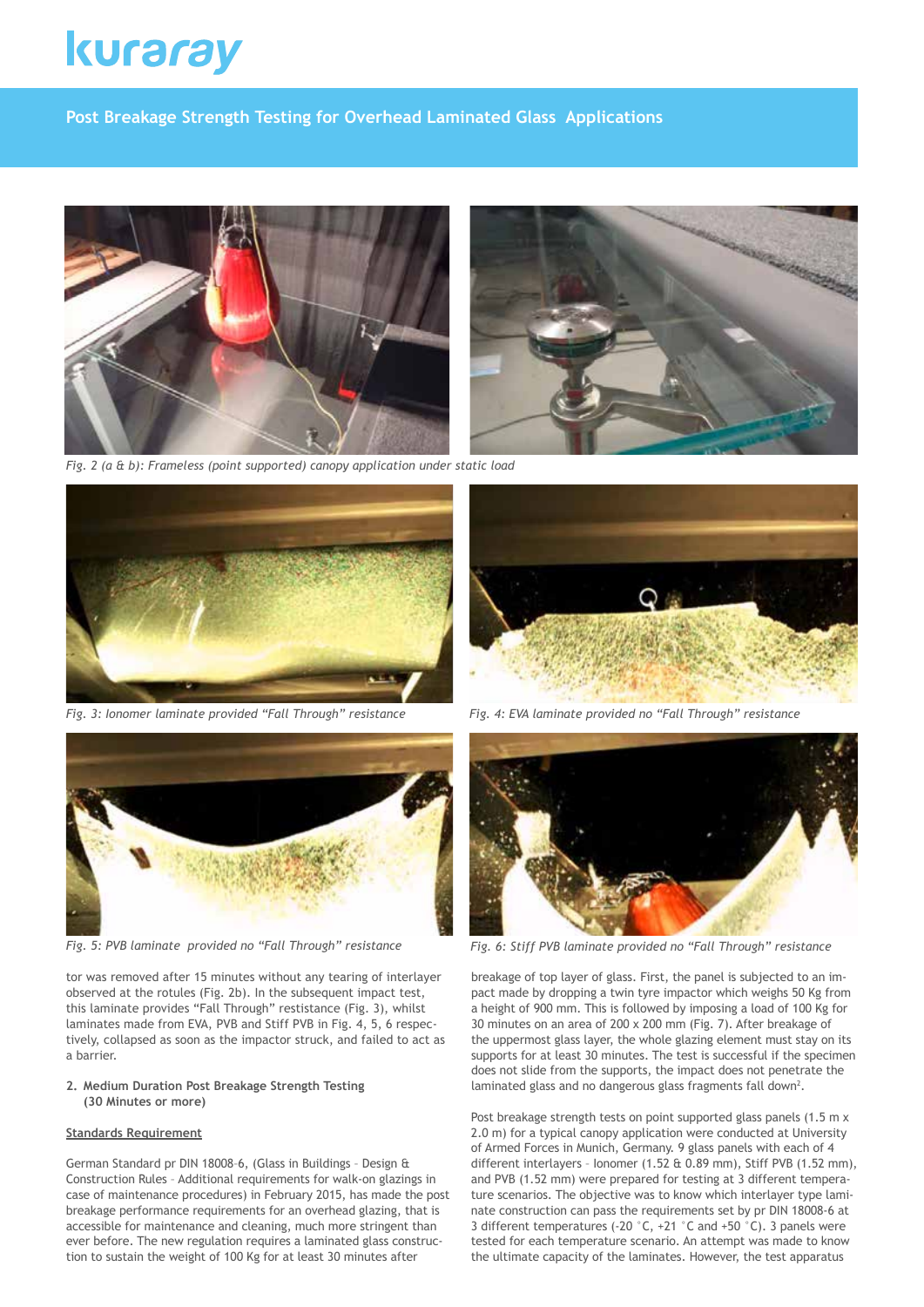Fig. 2 (a & b): Frameless (point supported) canopy application under static load

Fig. 3: Ionomer laminate provided "Fall Through" resistance

Fig. 4: EVA laminate provided no "Fall Through" resistance

Fig. 5: PVB laminate provided no "Fall Through" resistance

Fig. 6: Stiff PVB laminate provided no "Fall Through" resistance

tor was removed after 15 minutes without any tearing of interlayer observed at the rotules (Fig. 2b). In the subsequent impact test, this laminate provides "Fall Through" resistance (Fig. 3), whilst laminates made from EVA, PVB and Stiff PVB in Fig. 4, 5, 6 respectively, collapsed as soon as the impactor struck, and failed to act as a barrier.

**2. Medium Duration Post Breakage Strength Testing (30 Minutes or more)**

Standards Requirement

German Standard pr DIN 18008-6, (Glass in Buildings – Design & Construction Rules – Additional requirements for walk-on glazings in case of maintenance procedures) in February 2015, has made the post breakage performance requirements for an overhead glazing, that is accessible for maintenance and cleaning, much more stringent than ever before. The new regulation requires a laminated glass construction to sustain the weight of 100 Kg for at least 30 minutes after breakage of top layer of glass. First, the panel is subjected to an impact made by dropping a twin tyre impactor which weighs 50 Kg from a height of 900 mm. This is followed by imposing a load of 100 Kg for 30 minutes on an area of 200 x 200 mm (Fig. 7). After breakage of the uppermost glass layer, the whole glazing element must stay on its supports for at least 30 minutes. The test is successful if the specimen does not slide from the supports, the impact does not penetrate the laminated glass and no dangerous glass fragments fall down[2].

Post breakage strength tests on point supported glass panels (1.5 m x 2.0 m) for a typical canopy application were conducted at University of Armed Forces in Munich, Germany. 9 glass panels with each of 4 different interlayers – Ionomer (1.52 & 0.89 mm), Stiff PVB (1.52 mm), and PVB (1.52 mm) were prepared for testing at 3 different temperature scenarios. The objective was to know which interlayer type laminate construction can pass the requirements set by pr DIN 18008-6 at 3 different temperatures (-20 °C, +21 °C and +50 °C). 3 panels were tested for each temperature scenario. An attempt was made to know the ultimate capacity of the laminates. However, the test apparatus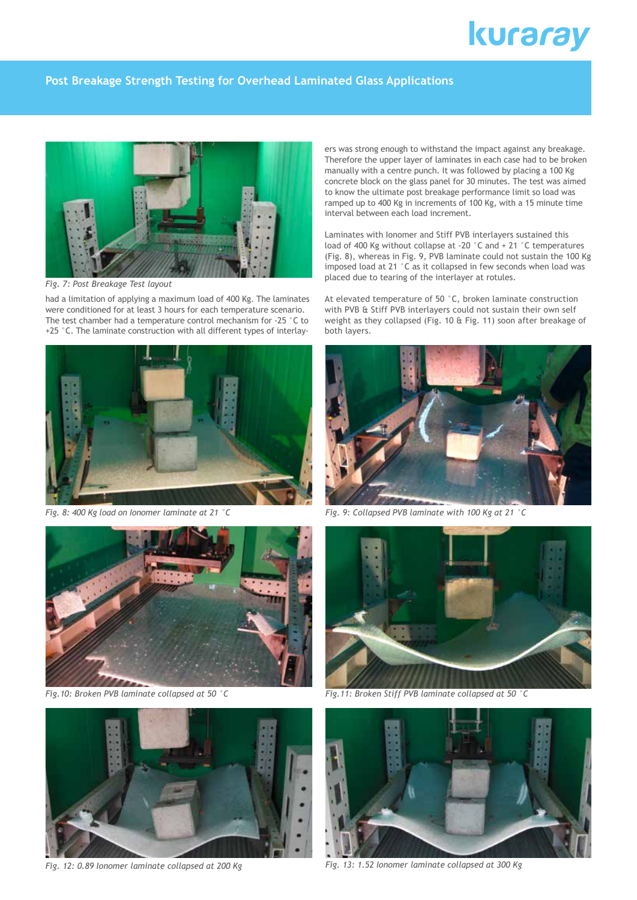## Post Breakage Strength Testing for Overhead Laminated Glass Applications

*Fig. 7: Post Breakage Test layout*

had a limitation of applying a maximum load of 400 Kg. The laminates were conditioned for at least 3 hours for each temperature scenario. The test chamber had a temperature control mechanism for -25 °C to +25 °C. The laminate construction with all different types of interlayers was strong enough to withstand the impact against any breakage. Therefore the upper layer of laminates in each case had to be broken manually with a centre punch. It was followed by placing a 100 Kg concrete block on the glass panel for 30 minutes. The test was aimed to know the ultimate post breakage performance limit so load was ramped up to 400 Kg in increments of 100 Kg, with a 15 minute time interval between each load increment.

Laminates with Ionomer and Stiff PVB interlayers sustained this load of 400 Kg without collapse at -20 °C and + 21 °C temperatures (Fig. 8), whereas in Fig. 9, PVB laminate could not sustain the 100 Kg imposed load at 21 °C as it collapsed in few seconds when load was placed due to tearing of the interlayer at rotules.

At elevated temperature of 50 °C, broken laminate construction with PVB & Stiff PVB interlayers could not sustain their own self weight as they collapsed (Fig. 10 & Fig. 11) soon after breakage of both layers.

*Fig. 8: 400 Kg load on Ionomer laminate at 21 °C*

*Fig. 9: Collapsed PVB laminate with 100 Kg at 21 °C*

*Fig.10: Broken PVB laminate collapsed at 50 °C*

*Fig.11: Broken Stiff PVB laminate collapsed at 50 °C*

*Fig. 12: 0.89 Ionomer laminate collapsed at 200 Kg*

*Fig. 13: 1.52 Ionomer laminate collapsed at 300 Kg*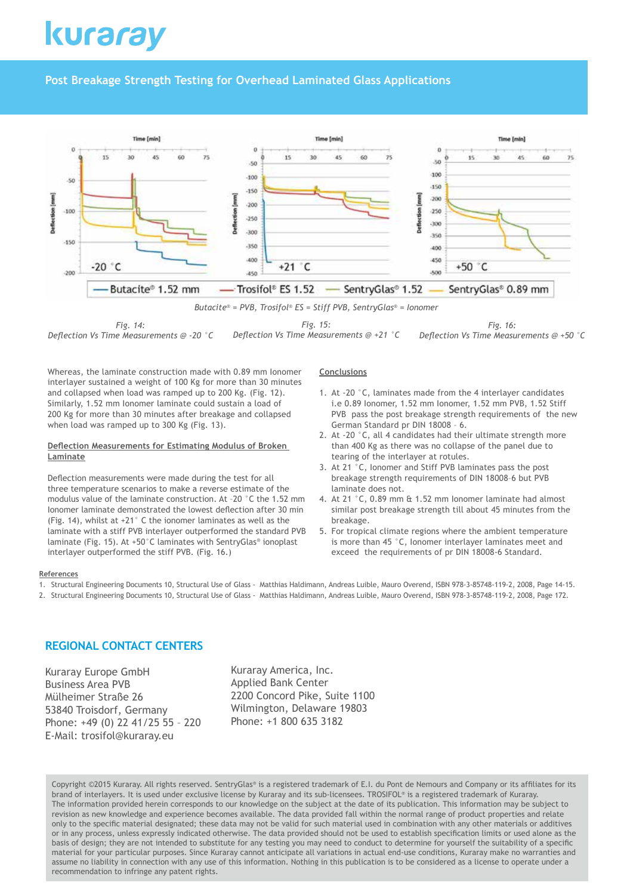kuraray

# Post Breakage Strength Testing for Overhead Laminated Glass Applications

Time [min]
0 15 30 45 60 75
Deflection [mm]
0 -50 -100 -150 -200
-20 °C

Time [min]
0 15 30 45 60 75
Deflection [mm]
0 -50 -100 -150 -200 -250 -300 -350 -400 -450
+21 °C

Time [min]
0 15 30 45 60 75
Deflection [mm]
0 -50 100 -150 200 -250 -300 -350 -400 -450 -500
+50 °C

Butacite® 1.52 mm — Trosifol® ES 1.52 — SentryGlas® 1.52 — SentryGlas® 0.89 mm

*Butacite® = PVB, Trosifol® ES = Stiff PVB, SentryGlas® = Ionomer*

*Fig. 14: Deflection Vs Time Measurements @ -20 °C*

*Fig. 15: Deflection Vs Time Measurements @ +21 °C*

*Fig. 16: Deflection Vs Time Measurements @ +50 °C*

Whereas, the laminate construction made with 0.89 mm Ionomer interlayer sustained a weight of 100 Kg for more than 30 minutes and collapsed when load was ramped up to 200 Kg. (Fig. 12). Similarly, 1.52 mm Ionomer laminate could sustain a load of 200 Kg for more than 30 minutes after breakage and collapsed when load was ramped up to 300 Kg (Fig. 13).

## Deflection Measurements for Estimating Modulus of Broken Laminate

Deflection measurements were made during the test for all three temperature scenarios to make a reverse estimate of the modulus value of the laminate construction. At -20 °C the 1.52 mm Ionomer laminate demonstrated the lowest deflection after 30 min (Fig. 14), whilst at +21° C the ionomer laminates as well as the laminate with a stiff PVB interlayer outperformed the standard PVB laminate (Fig. 15). At +50°C laminates with SentryGlas® ionoplast interlayer outperformed the stiff PVB. (Fig. 16.)

## Conclusions

1. At -20 °C, laminates made from the 4 interlayer candidates i.e 0.89 Ionomer, 1.52 mm Ionomer, 1.52 mm PVB, 1.52 Stiff PVB pass the post breakage strength requirements of the new German Standard pr DIN 18008 – 6.
2. At -20 °C, all 4 candidates had their ultimate strength more than 400 Kg as there was no collapse of the panel due to tearing of the interlayer at rotules.
3. At 21 °C, Ionomer and Stiff PVB laminates pass the post breakage strength requirements of DIN 18008-6 but PVB laminate does not.
4. At 21 °C, 0.89 mm & 1.52 mm Ionomer laminate had almost similar post breakage strength till about 45 minutes from the breakage.
5. For tropical climate regions where the ambient temperature is more than 45 °C, Ionomer interlayer laminates meet and exceed the requirements of pr DIN 18008-6 Standard.

## References

1. Structural Engineering Documents 10, Structural Use of Glass - Matthias Haldimann, Andreas Luible, Mauro Overend, ISBN 978-3-85748-119-2, 2008, Page 14-15.
2. Structural Engineering Documents 10, Structural Use of Glass - Matthias Haldimann, Andreas Luible, Mauro Overend, ISBN 978-3-85748-119-2, 2008, Page 172.

## REGIONAL CONTACT CENTERS

Kuraray Europe GmbH
Business Area PVB
Mülheimer Straße 26
53840 Troisdorf, Germany
Phone: +49 (0) 22 41/25 55 – 220
E-Mail: trosifol@kuraray.eu

Kuraray America, Inc.
Applied Bank Center
2200 Concord Pike, Suite 1100
Wilmington, Delaware 19803
Phone: +1 800 635 3182

Copyright ©2015 Kuraray. All rights reserved. SentryGlas® is a registered trademark of E.I. du Pont de Nemours and Company or its affiliates for its brand of interlayers. It is used under exclusive license by Kuraray and its sub-licensees. TROSIFOL® is a registered trademark of Kuraray. The information provided herein corresponds to our knowledge on the subject at the date of its publication. This information may be subject to revision as new knowledge and experience becomes available. The data provided fall within the normal range of product properties and relate only to the specific material designated; these data may not be valid for such material used in combination with any other materials or additives or in any process, unless expressly indicated otherwise. The data provided should not be used to establish specification limits or used alone as the basis of design; they are not intended to substitute for any testing you may need to conduct to determine for yourself the suitability of a specific material for your particular purposes. Since Kuraray cannot anticipate all variations in actual end-use conditions, Kuraray make no warranties and assume no liability in connection with any use of this information. Nothing in this publication is to be considered as a license to operate under a recommendation to infringe any patent rights.